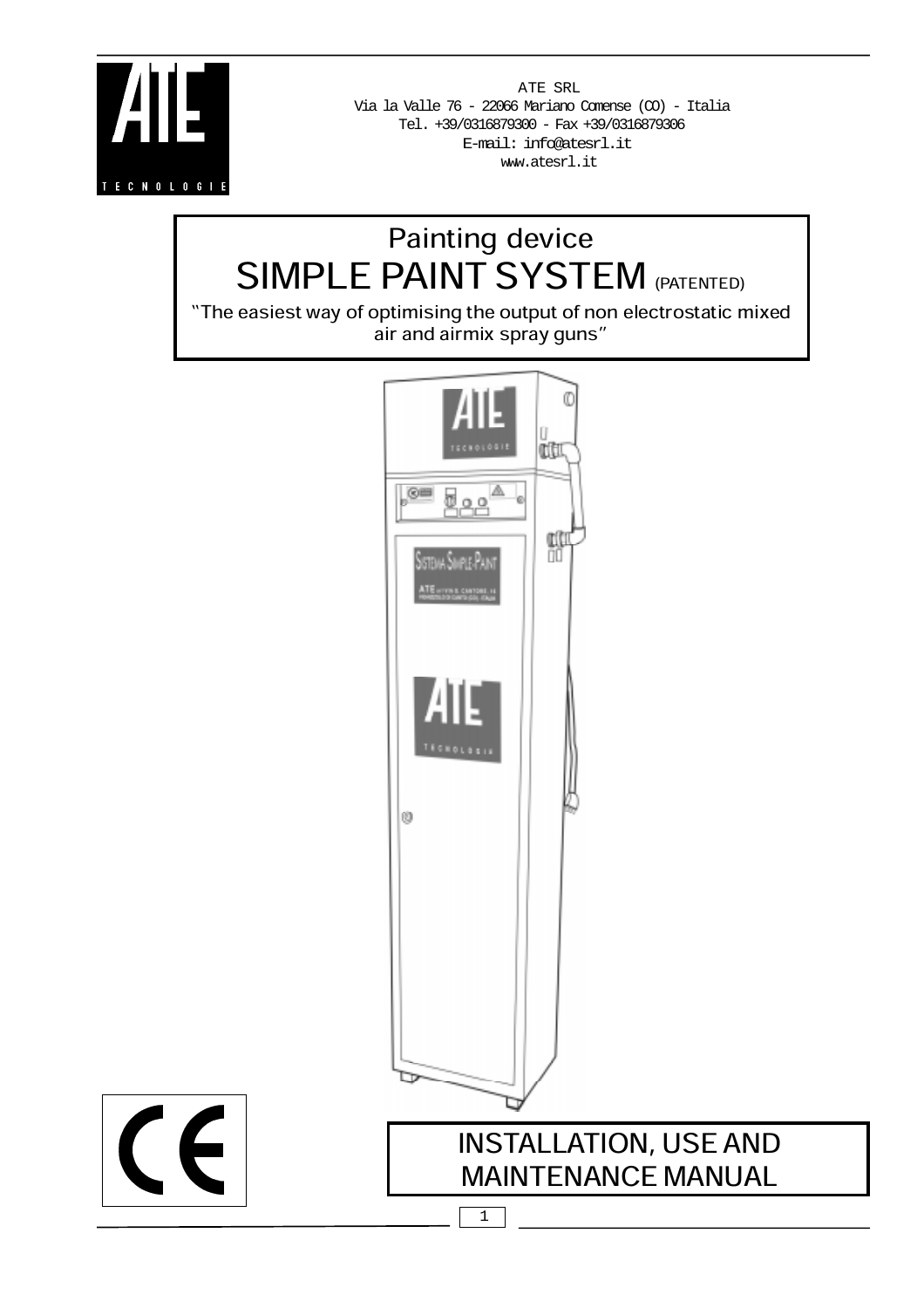ATE SRL
Via la Valle 76 - 22066 Mariano Comense (CO) - Italia
Tel. +39/0316879300 - Fax +39/0316879306
E-mail: info@atesrl.it
www.atesrl.it

# Painting device
# SIMPLE PAINT SYSTEM (PATENTED)

"The easiest way of optimising the output of non electrostatic mixed air and airmix spray guns"

## INSTALLATION, USE AND MAINTENANCE MANUAL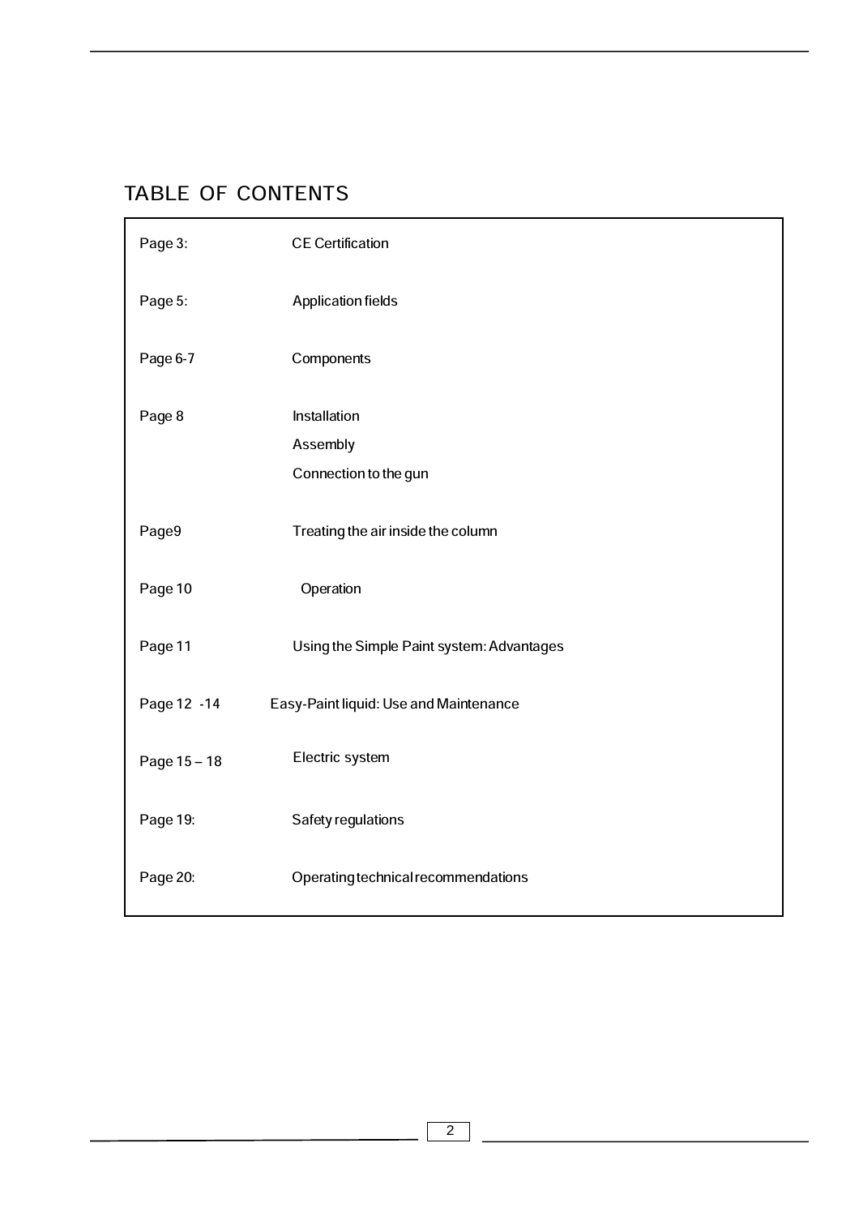# TABLE OF CONTENTS

| | |
|---|---|
| Page 3: | CE Certification |
| Page 5: | Application fields |
| Page 6-7 | Components |
| Page 8 | Installation<br>Assembly<br>Connection to the gun |
| Page9 | Treating the air inside the column |
| Page 10 | Operation |
| Page 11 | Using the Simple Paint system: Advantages |
| Page 12 -14 | Easy-Paint liquid: Use and Maintenance |
| Page 15 – 18 | Electric system |
| Page 19: | Safety regulations |
| Page 20: | Operating technical recommendations |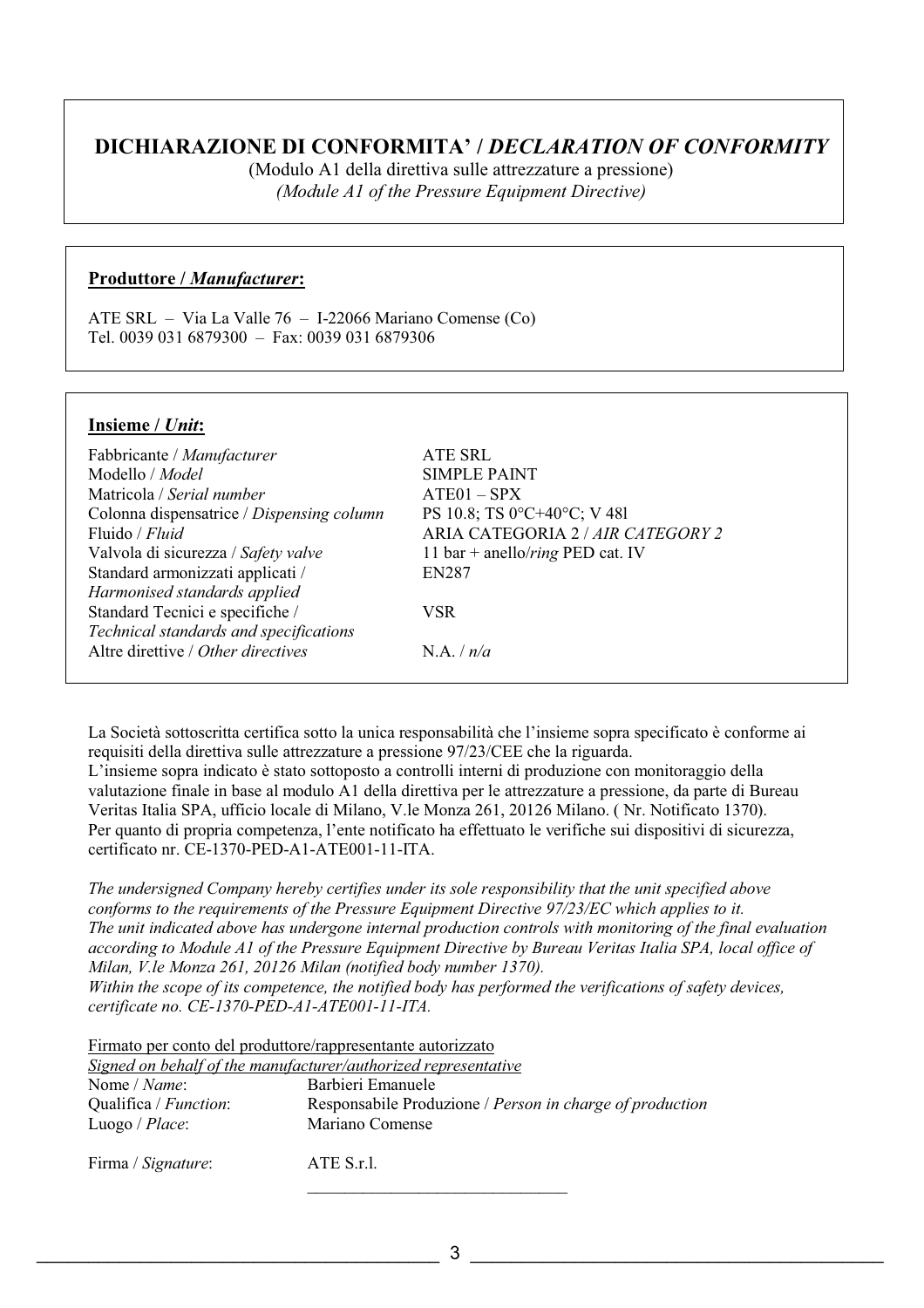## DICHIARAZIONE DI CONFORMITA' / *DECLARATION OF CONFORMITY*

(Modulo A1 della direttiva sulle attrezzature a pressione)
*(Module A1 of the Pressure Equipment Directive)*

**Produttore / *Manufacturer*:**

ATE SRL – Via La Valle 76 – I-22066 Mariano Comense (Co)
Tel. 0039 031 6879300 – Fax: 0039 031 6879306

**Insieme / *Unit*:**

| | |
|---|---|
| Fabbricante / *Manufacturer* | ATE SRL |
| Modello / *Model* | SIMPLE PAINT |
| Matricola / *Serial number* | ATE01 – SPX |
| Colonna dispensatrice / *Dispensing column* | PS 10.8; TS 0°C+40°C; V 48l |
| Fluido / *Fluid* | ARIA CATEGORIA 2 / *AIR CATEGORY 2* |
| Valvola di sicurezza / *Safety valve* | 11 bar + anello/*ring* PED cat. IV |
| Standard armonizzati applicati / *Harmonised standards applied* | EN287 |
| Standard Tecnici e specifiche / *Technical standards and specifications* | VSR |
| Altre direttive / *Other directives* | N.A. / *n/a* |

La Società sottoscritta certifica sotto la unica responsabilità che l'insieme sopra specificato è conforme ai requisiti della direttiva sulle attrezzature a pressione 97/23/CEE che la riguarda.
L'insieme sopra indicato è stato sottoposto a controlli interni di produzione con monitoraggio della valutazione finale in base al modulo A1 della direttiva per le attrezzature a pressione, da parte di Bureau Veritas Italia SPA, ufficio locale di Milano, V.le Monza 261, 20126 Milano. ( Nr. Notificato 1370).
Per quanto di propria competenza, l'ente notificato ha effettuato le verifiche sui dispositivi di sicurezza, certificato nr. CE-1370-PED-A1-ATE001-11-ITA.

*The undersigned Company hereby certifies under its sole responsibility that the unit specified above conforms to the requirements of the Pressure Equipment Directive 97/23/EC which applies to it.*
*The unit indicated above has undergone internal production controls with monitoring of the final evaluation according to Module A1 of the Pressure Equipment Directive by Bureau Veritas Italia SPA, local office of Milan, V.le Monza 261, 20126 Milan (notified body number 1370).*
*Within the scope of its competence, the notified body has performed the verifications of safety devices, certificate no. CE-1370-PED-A1-ATE001-11-ITA.*

Firmato per conto del produttore/rappresentante autorizzato
*Signed on behalf of the manufacturer/authorized representative*

| | |
|---|---|
| Nome / *Name*: | Barbieri Emanuele |
| Qualifica / *Function*: | Responsabile Produzione / *Person in charge of production* |
| Luogo / *Place*: | Mariano Comense |
| Firma / *Signature*: | ATE S.r.l. |

______________________________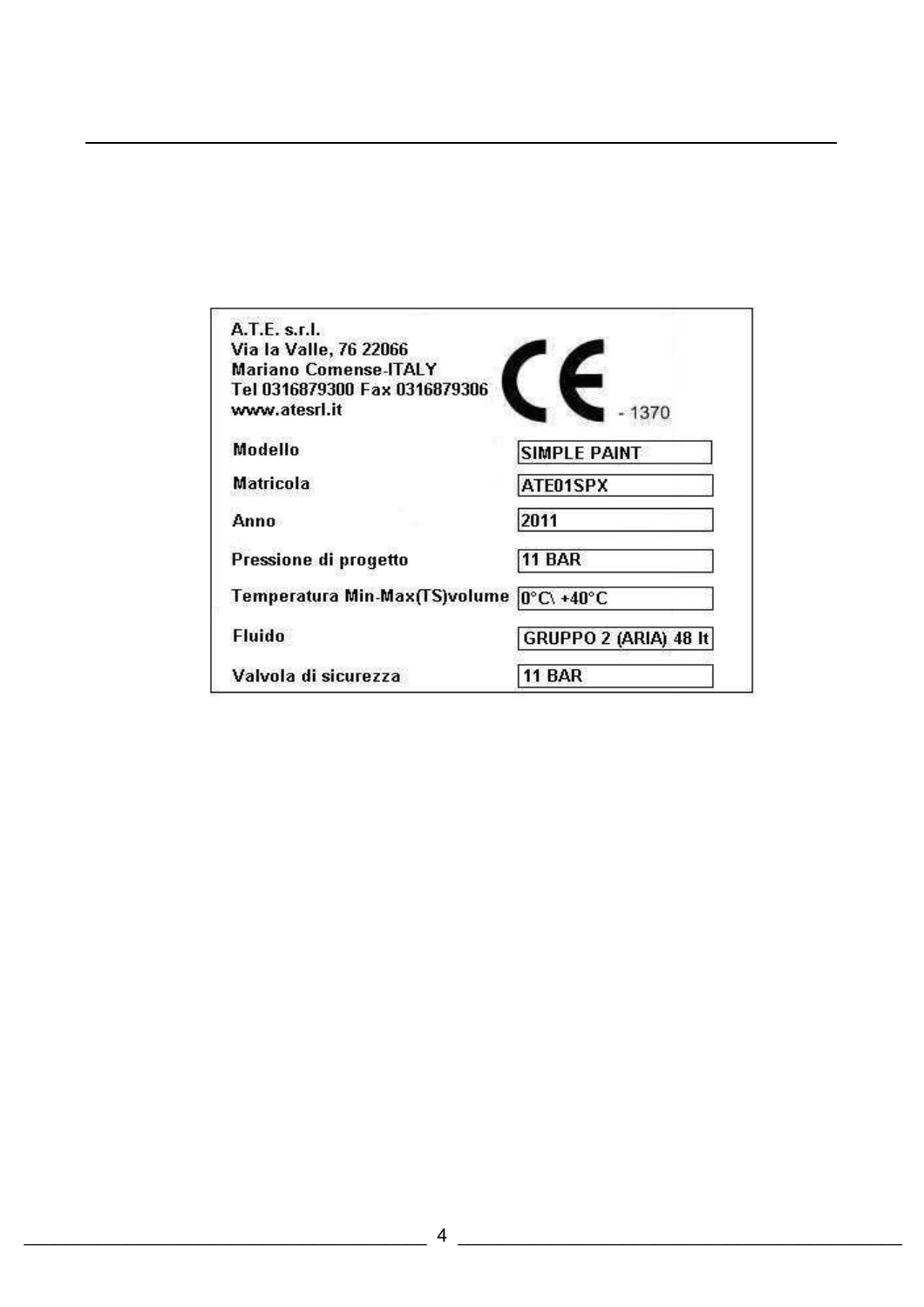A.T.E. s.r.l.
Via la Valle, 76 22066
Mariano Comense-ITALY
Tel 0316879300 Fax 0316879306
www.atesrl.it

CE - 1370

| | |
|---|---|
| Modello | SIMPLE PAINT |
| Matricola | ATE01SPX |
| Anno | 2011 |
| Pressione di progetto | 11 BAR |
| Temperatura Min-Max(TS)volume | 0°C\ +40°C |
| Fluido | GRUPPO 2 (ARIA) 48 lt |
| Valvola di sicurezza | 11 BAR |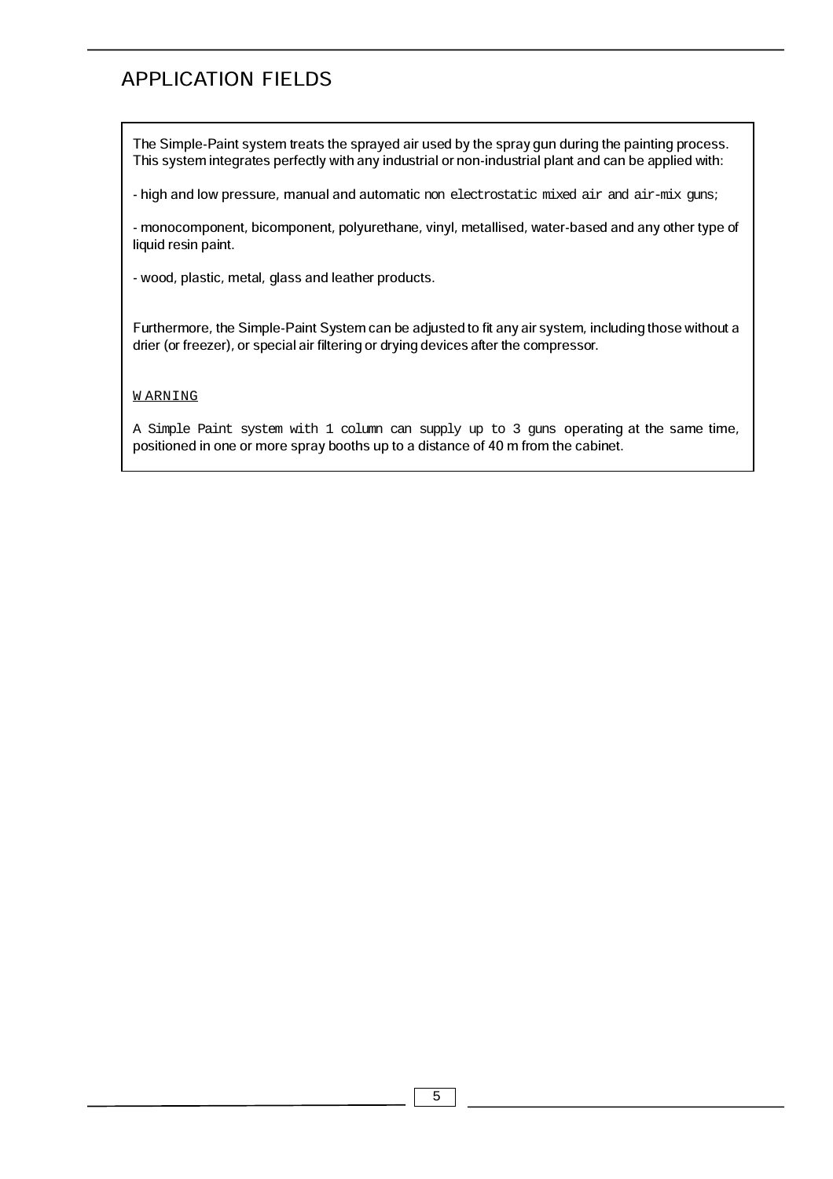# APPLICATION FIELDS

The Simple-Paint system treats the sprayed air used by the spray gun during the painting process. This system integrates perfectly with any industrial or non-industrial plant and can be applied with:

- high and low pressure, manual and automatic non electrostatic mixed air and air-mix guns;

- monocomponent, bicomponent, polyurethane, vinyl, metallised, water-based and any other type of liquid resin paint.

- wood, plastic, metal, glass and leather products.

Furthermore, the Simple-Paint System can be adjusted to fit any air system, including those without a drier (or freezer), or special air filtering or drying devices after the compressor.

WARNING

A Simple Paint system with 1 column can supply up to 3 guns operating at the same time, positioned in one or more spray booths up to a distance of 40 m from the cabinet.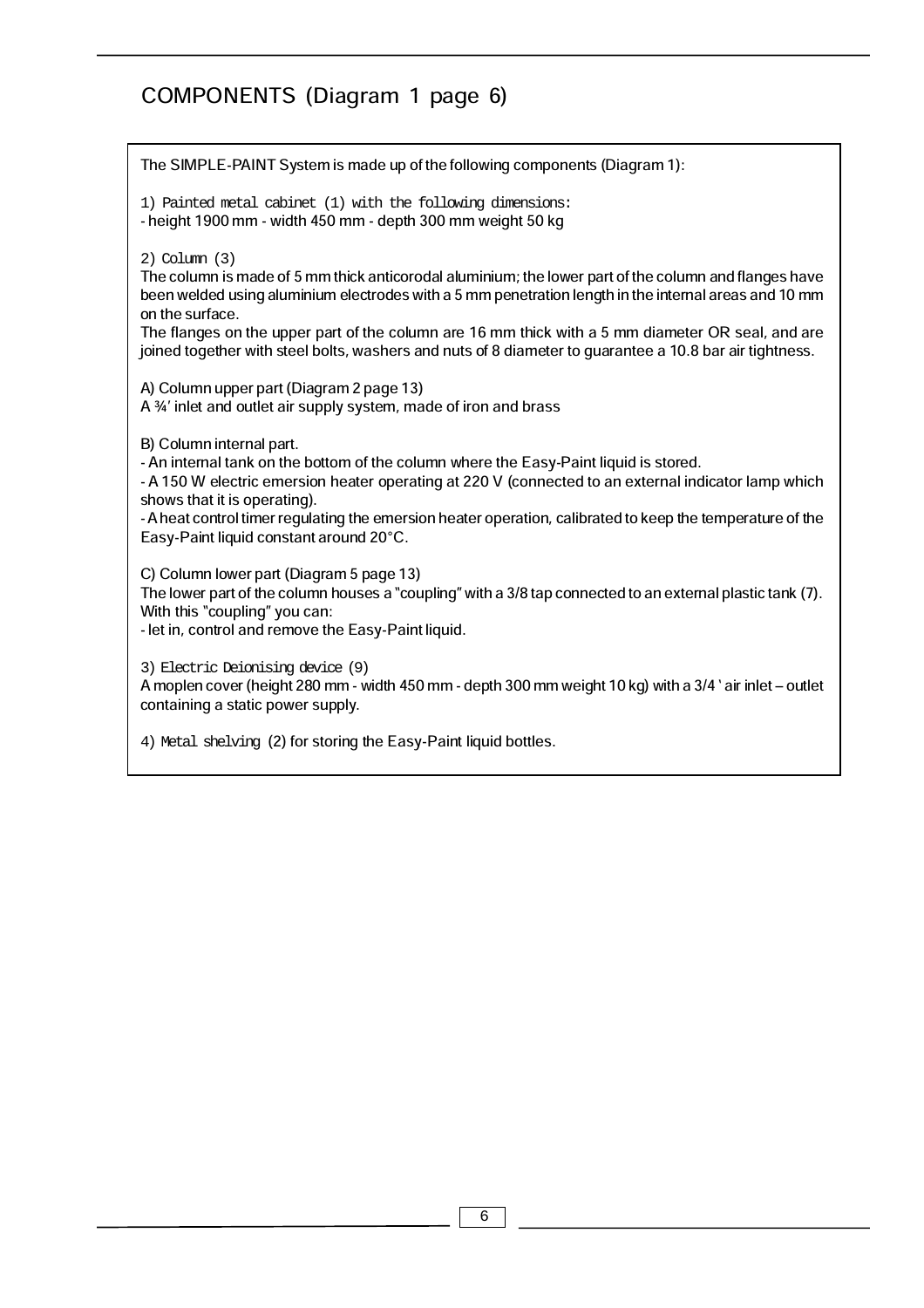## COMPONENTS (Diagram 1 page 6)

The SIMPLE-PAINT System is made up of the following components (Diagram 1):

1) Painted metal cabinet (1) with the following dimensions:
- height 1900 mm - width 450 mm - depth 300 mm weight 50 kg

2) Column (3)
The column is made of 5 mm thick anticorodal aluminium; the lower part of the column and flanges have been welded using aluminium electrodes with a 5 mm penetration length in the internal areas and 10 mm on the surface.
The flanges on the upper part of the column are 16 mm thick with a 5 mm diameter OR seal, and are joined together with steel bolts, washers and nuts of 8 diameter to guarantee a 10.8 bar air tightness.

A) Column upper part (Diagram 2 page 13)
A ¾' inlet and outlet air supply system, made of iron and brass

B) Column internal part.
- An internal tank on the bottom of the column where the Easy-Paint liquid is stored.
- A 150 W electric emersion heater operating at 220 V (connected to an external indicator lamp which shows that it is operating).
- A heat control timer regulating the emersion heater operation, calibrated to keep the temperature of the Easy-Paint liquid constant around 20°C.

C) Column lower part (Diagram 5 page 13)
The lower part of the column houses a "coupling" with a 3/8 tap connected to an external plastic tank (7).
With this "coupling" you can:
- let in, control and remove the Easy-Paint liquid.

3) Electric Deionising device (9)
A moplen cover (height 280 mm - width 450 mm - depth 300 mm weight 10 kg) with a 3/4 ' air inlet – outlet containing a static power supply.

4) Metal shelving (2) for storing the Easy-Paint liquid bottles.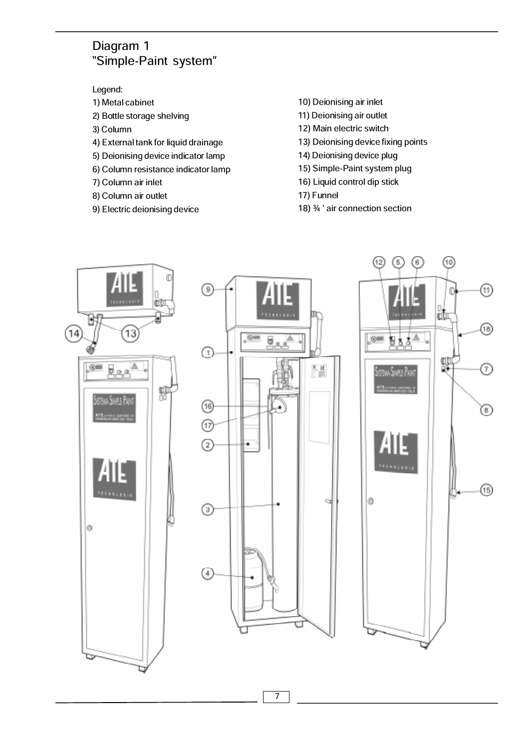# Diagram 1
# "Simple-Paint system"

Legend:

1) Metal cabinet
2) Bottle storage shelving
3) Column
4) External tank for liquid drainage
5) Deionising device indicator lamp
6) Column resistance indicator lamp
7) Column air inlet
8) Column air outlet
9) Electric deionising device
10) Deionising air inlet
11) Deionising air outlet
12) Main electric switch
13) Deionising device fixing points
14) Deionising device plug
15) Simple-Paint system plug
16) Liquid control dip stick
17) Funnel
18) ¾ ' air connection section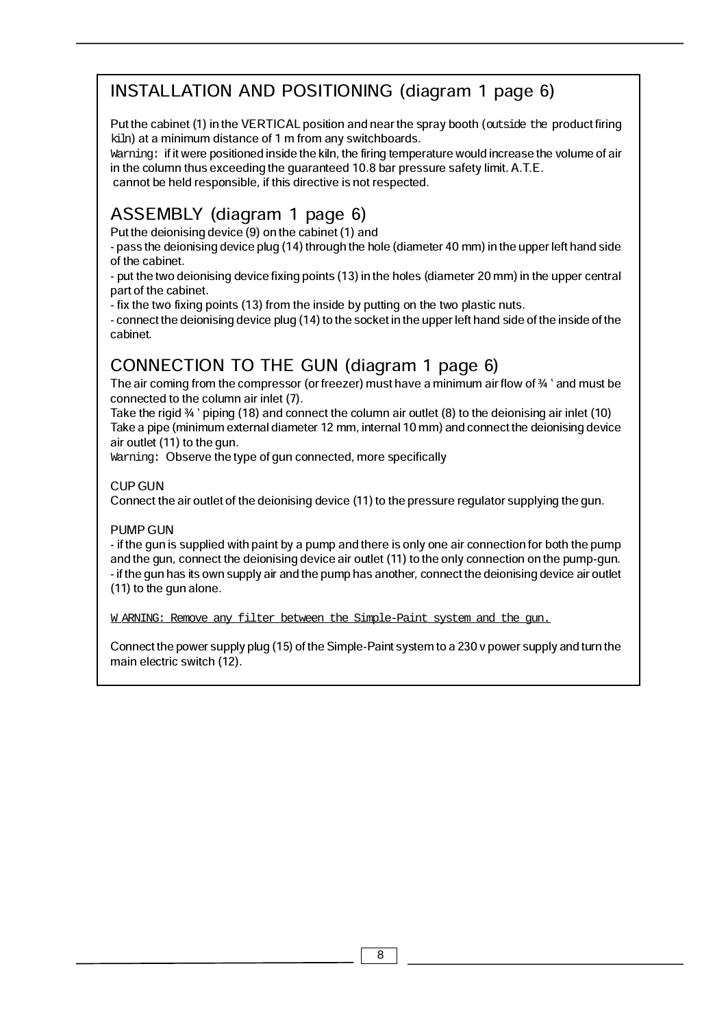## INSTALLATION AND POSITIONING (diagram 1 page 6)

Put the cabinet (1) in the VERTICAL position and near the spray booth (outside the product firing kiln) at a minimum distance of 1 m from any switchboards.
Warning: if it were positioned inside the kiln, the firing temperature would increase the volume of air in the column thus exceeding the guaranteed 10.8 bar pressure safety limit. A.T.E. cannot be held responsible, if this directive is not respected.

## ASSEMBLY (diagram 1 page 6)

Put the deionising device (9) on the cabinet (1) and

- pass the deionising device plug (14) through the hole (diameter 40 mm) in the upper left hand side of the cabinet.
- put the two deionising device fixing points (13) in the holes (diameter 20 mm) in the upper central part of the cabinet.
- fix the two fixing points (13) from the inside by putting on the two plastic nuts.
- connect the deionising device plug (14) to the socket in the upper left hand side of the inside of the cabinet.

## CONNECTION TO THE GUN (diagram 1 page 6)

The air coming from the compressor (or freezer) must have a minimum air flow of ¾ ' and must be connected to the column air inlet (7).
Take the rigid ¾ ' piping (18) and connect the column air outlet (8) to the deionising air inlet (10)
Take a pipe (minimum external diameter 12 mm, internal 10 mm) and connect the deionising device air outlet (11) to the gun.
Warning: Observe the type of gun connected, more specifically

CUP GUN
Connect the air outlet of the deionising device (11) to the pressure regulator supplying the gun.

PUMP GUN
- if the gun is supplied with paint by a pump and there is only one air connection for both the pump and the gun, connect the deionising device air outlet (11) to the only connection on the pump-gun.
- if the gun has its own supply air and the pump has another, connect the deionising device air outlet (11) to the gun alone.

<u>WARNING: Remove any filter between the Simple-Paint system and the gun.</u>

Connect the power supply plug (15) of the Simple-Paint system to a 230 v power supply and turn the main electric switch (12).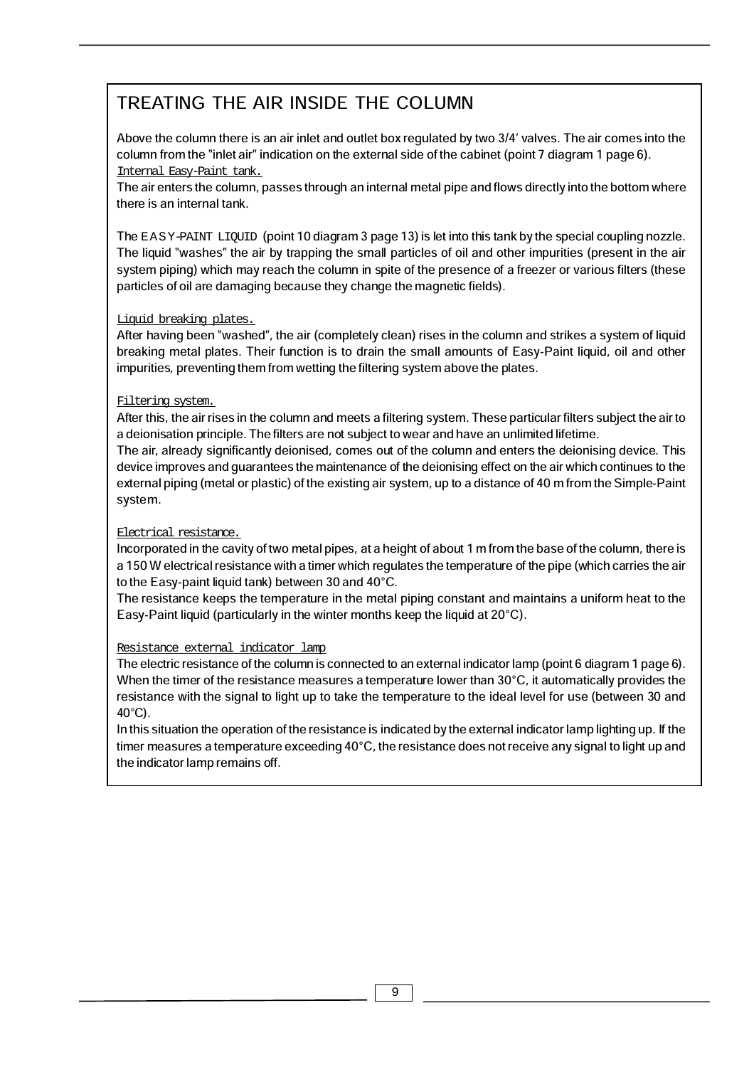## TREATING THE AIR INSIDE THE COLUMN

Above the column there is an air inlet and outlet box regulated by two 3/4' valves. The air comes into the column from the "inlet air" indication on the external side of the cabinet (point 7 diagram 1 page 6).

Internal Easy-Paint tank.

The air enters the column, passes through an internal metal pipe and flows directly into the bottom where there is an internal tank.

The EASY-PAINT LIQUID (point 10 diagram 3 page 13) is let into this tank by the special coupling nozzle. The liquid "washes" the air by trapping the small particles of oil and other impurities (present in the air system piping) which may reach the column in spite of the presence of a freezer or various filters (these particles of oil are damaging because they change the magnetic fields).

Liquid breaking plates.

After having been "washed", the air (completely clean) rises in the column and strikes a system of liquid breaking metal plates. Their function is to drain the small amounts of Easy-Paint liquid, oil and other impurities, preventing them from wetting the filtering system above the plates.

Filtering system.

After this, the air rises in the column and meets a filtering system. These particular filters subject the air to a deionisation principle. The filters are not subject to wear and have an unlimited lifetime.

The air, already significantly deionised, comes out of the column and enters the deionising device. This device improves and guarantees the maintenance of the deionising effect on the air which continues to the external piping (metal or plastic) of the existing air system, up to a distance of 40 m from the Simple-Paint system.

Electrical resistance.

Incorporated in the cavity of two metal pipes, at a height of about 1 m from the base of the column, there is a 150 W electrical resistance with a timer which regulates the temperature of the pipe (which carries the air to the Easy-paint liquid tank) between 30 and 40°C.

The resistance keeps the temperature in the metal piping constant and maintains a uniform heat to the Easy-Paint liquid (particularly in the winter months keep the liquid at 20°C).

Resistance external indicator lamp

The electric resistance of the column is connected to an external indicator lamp (point 6 diagram 1 page 6). When the timer of the resistance measures a temperature lower than 30°C, it automatically provides the resistance with the signal to light up to take the temperature to the ideal level for use (between 30 and 40°C).

In this situation the operation of the resistance is indicated by the external indicator lamp lighting up. If the timer measures a temperature exceeding 40°C, the resistance does not receive any signal to light up and the indicator lamp remains off.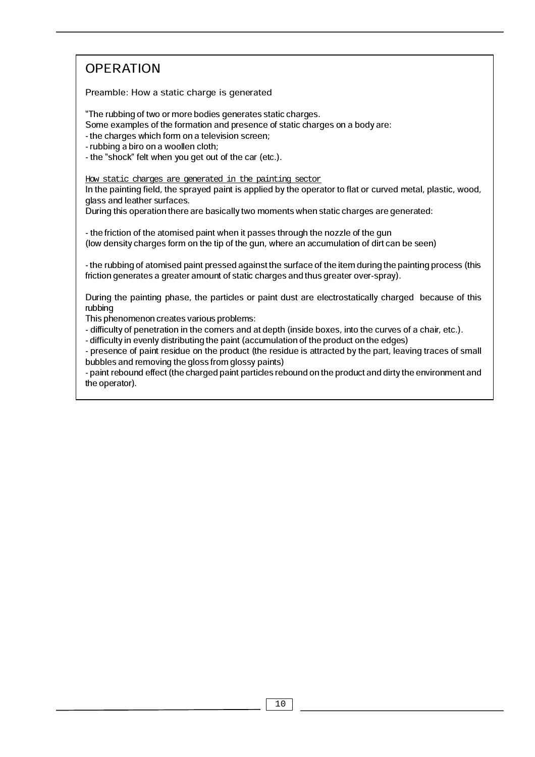# OPERATION

Preamble: How a static charge is generated

"The rubbing of two or more bodies generates static charges.
Some examples of the formation and presence of static charges on a body are:
- the charges which form on a television screen;
- rubbing a biro on a woollen cloth;
- the "shock" felt when you get out of the car (etc.).

<u>How static charges are generated in the painting sector</u>
In the painting field, the sprayed paint is applied by the operator to flat or curved metal, plastic, wood, glass and leather surfaces.
During this operation there are basically two moments when static charges are generated:

- the friction of the atomised paint when it passes through the nozzle of the gun
(low density charges form on the tip of the gun, where an accumulation of dirt can be seen)

- the rubbing of atomised paint pressed against the surface of the item during the painting process (this friction generates a greater amount of static charges and thus greater over-spray).

During the painting phase, the particles or paint dust are electrostatically charged because of this rubbing
This phenomenon creates various problems:
- difficulty of penetration in the corners and at depth (inside boxes, into the curves of a chair, etc.).
- difficulty in evenly distributing the paint (accumulation of the product on the edges)
- presence of paint residue on the product (the residue is attracted by the part, leaving traces of small bubbles and removing the gloss from glossy paints)
- paint rebound effect (the charged paint particles rebound on the product and dirty the environment and the operator).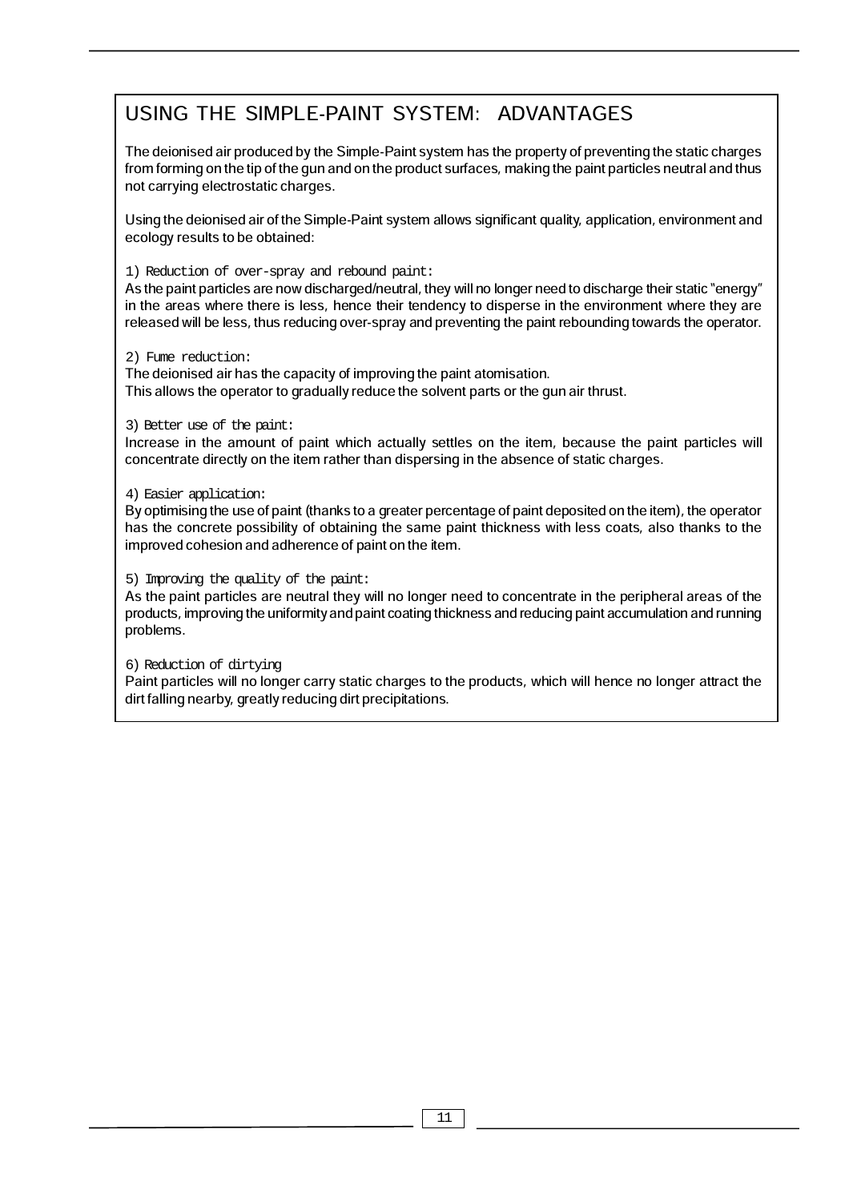## USING THE SIMPLE-PAINT SYSTEM: ADVANTAGES

The deionised air produced by the Simple-Paint system has the property of preventing the static charges from forming on the tip of the gun and on the product surfaces, making the paint particles neutral and thus not carrying electrostatic charges.

Using the deionised air of the Simple-Paint system allows significant quality, application, environment and ecology results to be obtained:

1) Reduction of over-spray and rebound paint:
As the paint particles are now discharged/neutral, they will no longer need to discharge their static "energy" in the areas where there is less, hence their tendency to disperse in the environment where they are released will be less, thus reducing over-spray and preventing the paint rebounding towards the operator.

2) Fume reduction:
The deionised air has the capacity of improving the paint atomisation.
This allows the operator to gradually reduce the solvent parts or the gun air thrust.

3) Better use of the paint:
Increase in the amount of paint which actually settles on the item, because the paint particles will concentrate directly on the item rather than dispersing in the absence of static charges.

4) Easier application:
By optimising the use of paint (thanks to a greater percentage of paint deposited on the item), the operator has the concrete possibility of obtaining the same paint thickness with less coats, also thanks to the improved cohesion and adherence of paint on the item.

5) Improving the quality of the paint:
As the paint particles are neutral they will no longer need to concentrate in the peripheral areas of the products, improving the uniformity and paint coating thickness and reducing paint accumulation and running problems.

6) Reduction of dirtying
Paint particles will no longer carry static charges to the products, which will hence no longer attract the dirt falling nearby, greatly reducing dirt precipitations.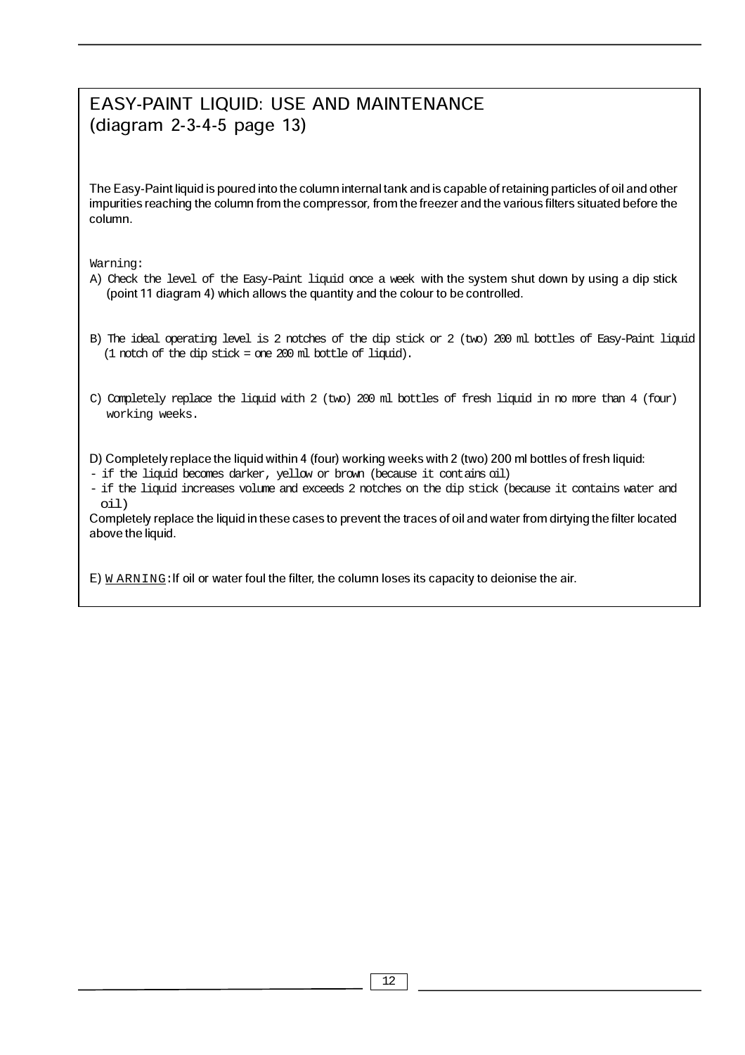# EASY-PAINT LIQUID: USE AND MAINTENANCE (diagram 2-3-4-5 page 13)

The Easy-Paint liquid is poured into the column internal tank and is capable of retaining particles of oil and other impurities reaching the column from the compressor, from the freezer and the various filters situated before the column.

Warning:

A) Check the level of the Easy-Paint liquid once a week with the system shut down by using a dip stick (point 11 diagram 4) which allows the quantity and the colour to be controlled.

B) The ideal operating level is 2 notches of the dip stick or 2 (two) 200 ml bottles of Easy-Paint liquid (1 notch of the dip stick = one 200 ml bottle of liquid).

C) Completely replace the liquid with 2 (two) 200 ml bottles of fresh liquid in no more than 4 (four) working weeks.

D) Completely replace the liquid within 4 (four) working weeks with 2 (two) 200 ml bottles of fresh liquid:
- if the liquid becomes darker, yellow or brown (because it contains oil)
- if the liquid increases volume and exceeds 2 notches on the dip stick (because it contains water and oil)

Completely replace the liquid in these cases to prevent the traces of oil and water from dirtying the filter located above the liquid.

E) WARNING: If oil or water foul the filter, the column loses its capacity to deionise the air.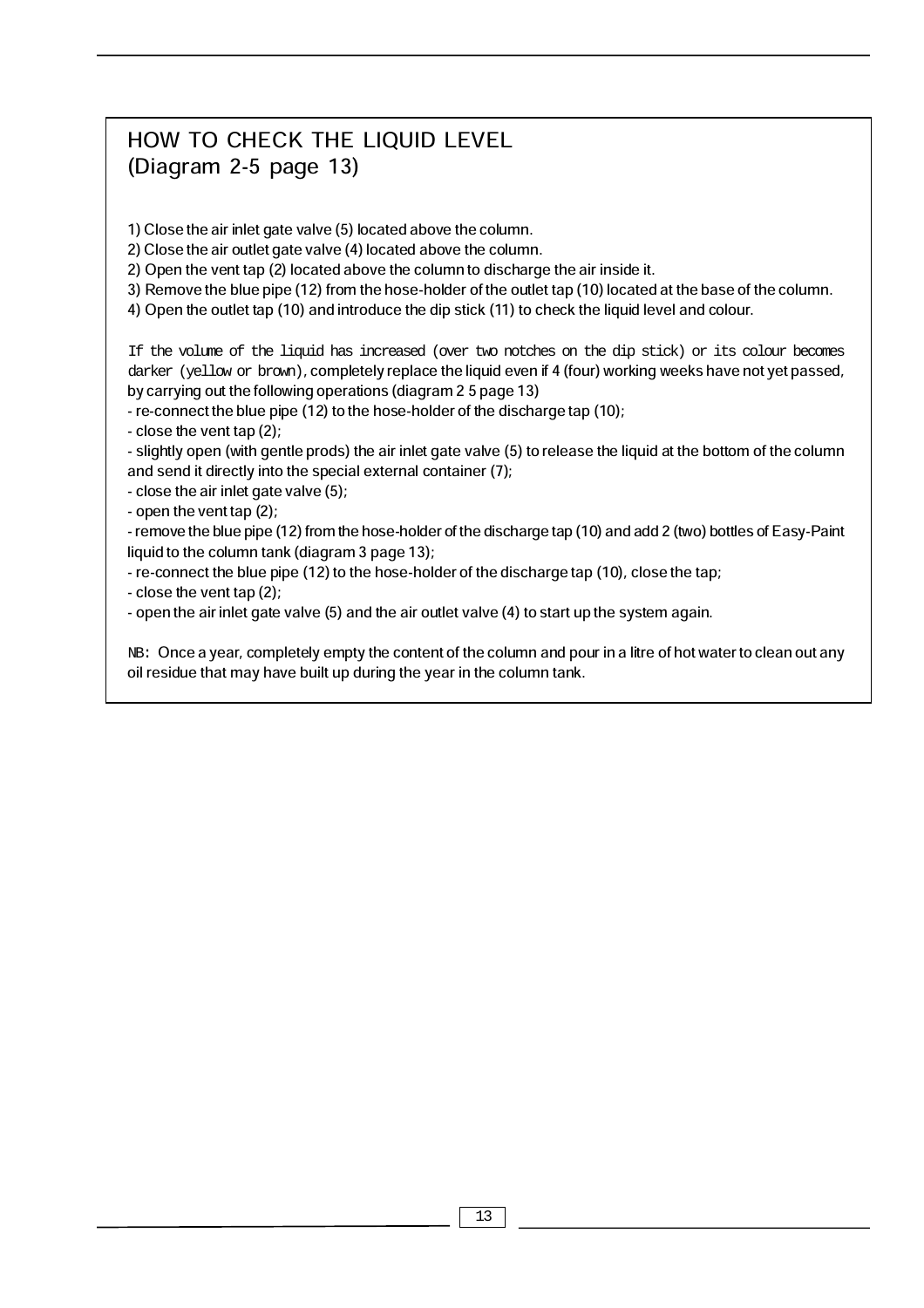## HOW TO CHECK THE LIQUID LEVEL
## (Diagram 2-5 page 13)

1) Close the air inlet gate valve (5) located above the column.
2) Close the air outlet gate valve (4) located above the column.
2) Open the vent tap (2) located above the column to discharge the air inside it.
3) Remove the blue pipe (12) from the hose-holder of the outlet tap (10) located at the base of the column.
4) Open the outlet tap (10) and introduce the dip stick (11) to check the liquid level and colour.

If the volume of the liquid has increased (over two notches on the dip stick) or its colour becomes darker (yellow or brown), completely replace the liquid even if 4 (four) working weeks have not yet passed, by carrying out the following operations (diagram 2 5 page 13)

- re-connect the blue pipe (12) to the hose-holder of the discharge tap (10);
- close the vent tap (2);
- slightly open (with gentle prods) the air inlet gate valve (5) to release the liquid at the bottom of the column and send it directly into the special external container (7);
- close the air inlet gate valve (5);
- open the vent tap (2);
- remove the blue pipe (12) from the hose-holder of the discharge tap (10) and add 2 (two) bottles of Easy-Paint liquid to the column tank (diagram 3 page 13);
- re-connect the blue pipe (12) to the hose-holder of the discharge tap (10), close the tap;
- close the vent tap (2);
- open the air inlet gate valve (5) and the air outlet valve (4) to start up the system again.

NB: Once a year, completely empty the content of the column and pour in a litre of hot water to clean out any oil residue that may have built up during the year in the column tank.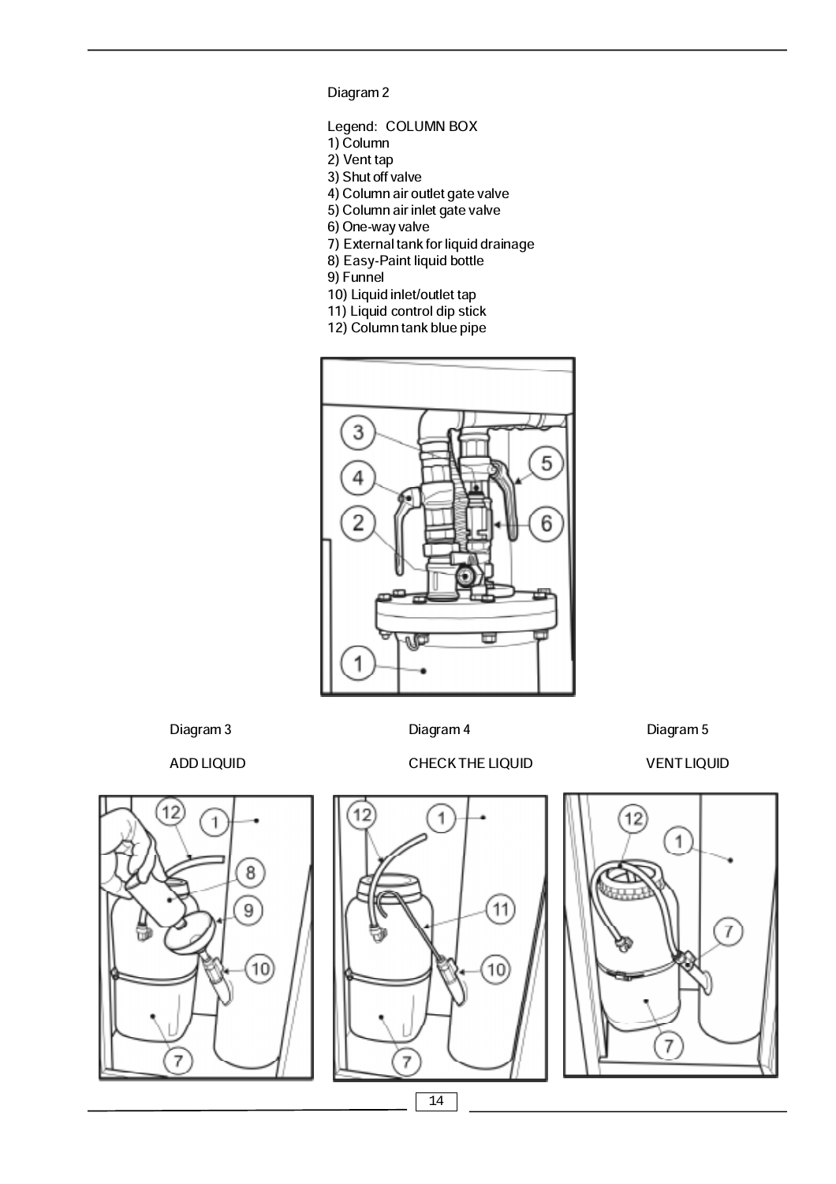Diagram 2

Legend: COLUMN BOX
1) Column
2) Vent tap
3) Shut off valve
4) Column air outlet gate valve
5) Column air inlet gate valve
6) One-way valve
7) External tank for liquid drainage
8) Easy-Paint liquid bottle
9) Funnel
10) Liquid inlet/outlet tap
11) Liquid control dip stick
12) Column tank blue pipe

Diagram 3

ADD LIQUID

Diagram 4

CHECK THE LIQUID

Diagram 5

VENT LIQUID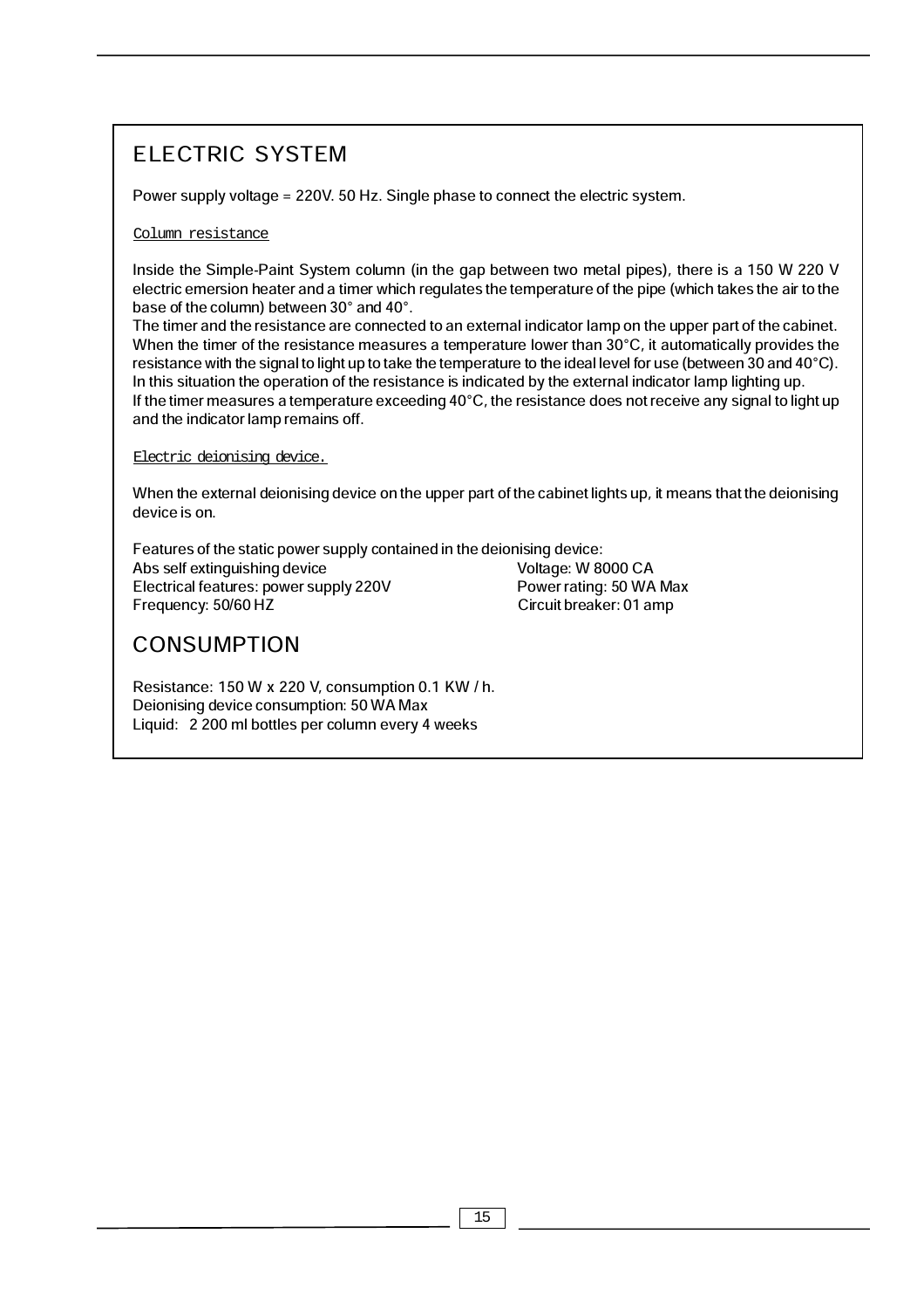## ELECTRIC SYSTEM

Power supply voltage = 220V. 50 Hz. Single phase to connect the electric system.

Column resistance

Inside the Simple-Paint System column (in the gap between two metal pipes), there is a 150 W 220 V electric emersion heater and a timer which regulates the temperature of the pipe (which takes the air to the base of the column) between 30° and 40°.
The timer and the resistance are connected to an external indicator lamp on the upper part of the cabinet. When the timer of the resistance measures a temperature lower than 30°C, it automatically provides the resistance with the signal to light up to take the temperature to the ideal level for use (between 30 and 40°C). In this situation the operation of the resistance is indicated by the external indicator lamp lighting up.
If the timer measures a temperature exceeding 40°C, the resistance does not receive any signal to light up and the indicator lamp remains off.

Electric deionising device.

When the external deionising device on the upper part of the cabinet lights up, it means that the deionising device is on.

Features of the static power supply contained in the deionising device:
Abs self extinguishing device
Electrical features: power supply 220V
Frequency: 50/60 HZ
Voltage: W 8000 CA
Power rating: 50 WA Max
Circuit breaker: 01 amp

## CONSUMPTION

Resistance: 150 W x 220 V, consumption 0.1 KW / h.
Deionising device consumption: 50 WA Max
Liquid: 2 200 ml bottles per column every 4 weeks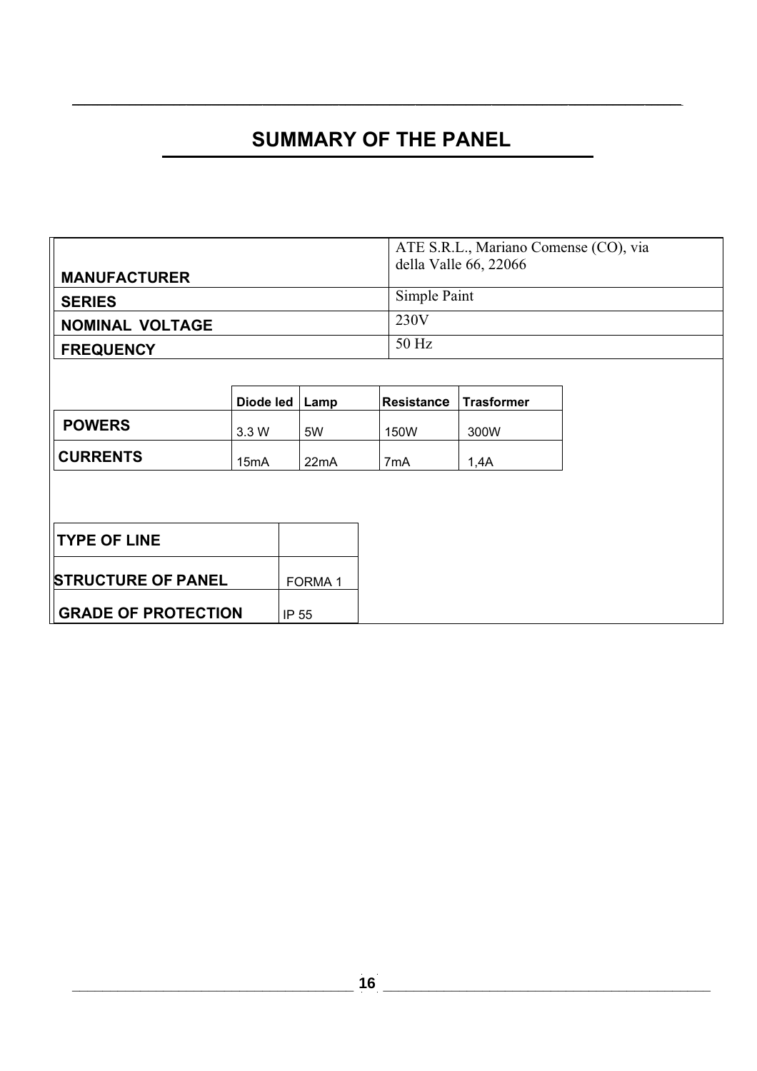# SUMMARY OF THE PANEL

| | |
|---|---|
| **MANUFACTURER** | ATE S.R.L., Mariano Comense (CO), via della Valle 66, 22066 |
| **SERIES** | Simple Paint |
| **NOMINAL VOLTAGE** | 230V |
| **FREQUENCY** | 50 Hz |

| | Diode led | Lamp | Resistance | Trasformer |
|---|---|---|---|---|
| **POWERS** | 3.3 W | 5W | 150W | 300W |
| **CURRENTS** | 15mA | 22mA | 7mA | 1,4A |

| | |
|---|---|
| **TYPE OF LINE** | |
| **STRUCTURE OF PANEL** | FORMA 1 |
| **GRADE OF PROTECTION** | IP 55 |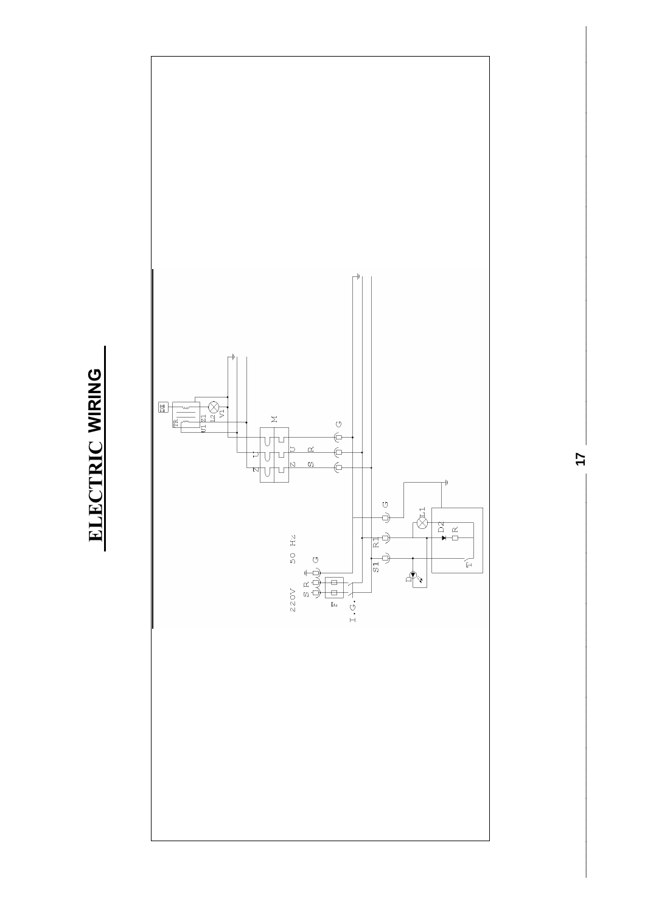# ELECTRIC WIRING

220V 50 Hz

S R G

F

I.G.

S1 R1 G

D1 L1 D2 R T

S R G

Z U M

Z U

TR U1 Z1 L2 V1

DE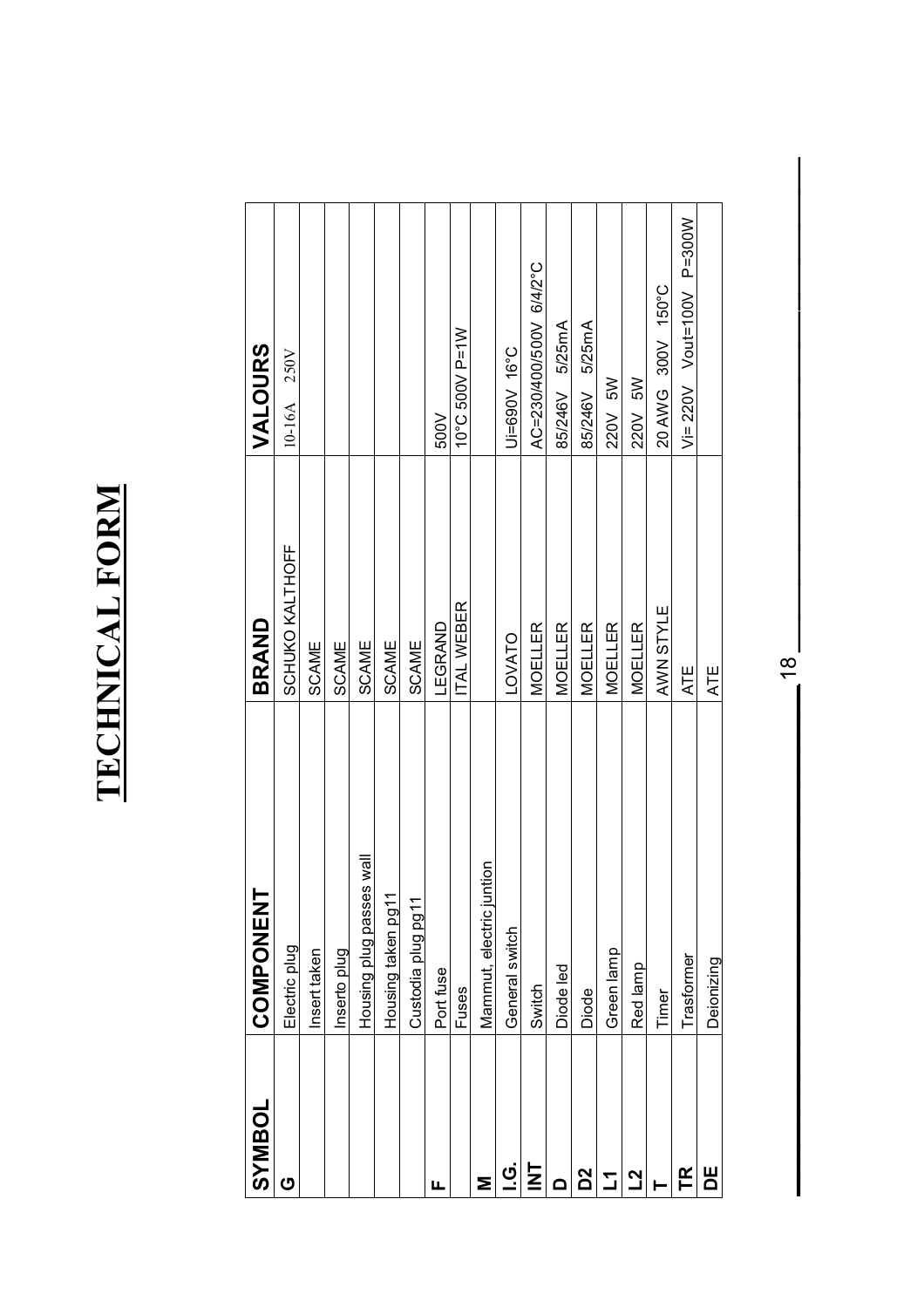# TECHNICAL FORM

| SYMBOL | COMPONENT | BRAND | VALOURS |
|---|---|---|---|
| G | Electric plug | SCHUKO KALTHOFF | 10-16A 250V |
| | Insert taken | SCAME | |
| | Inserto plug | SCAME | |
| | Housing plug passes wall | SCAME | |
| | Housing taken pg11 | SCAME | |
| | Custodia plug pg11 | SCAME | |
| F | Port fuse | LEGRAND | 500V |
| | Fuses | ITAL WEBER | 10°C 500V P=1W |
| M | Mammut, electric juntion | | |
| I.G. | General switch | LOVATO | Ui=690V 16°C |
| INT | Switch | MOELLER | AC=230/400/500V 6/4/2°C |
| D | Diode led | MOELLER | 85/246V 5/25mA |
| D2 | Diode | MOELLER | 85/246V 5/25mA |
| L1 | Green lamp | MOELLER | 220V 5W |
| L2 | Red lamp | MOELLER | 220V 5W |
| T | Timer | AWN STYLE | 20 AWG 300V 150°C |
| TR | Trasformer | ATE | Vi= 220V Vout=100V P=300W |
| DE | Deionizing | ATE | |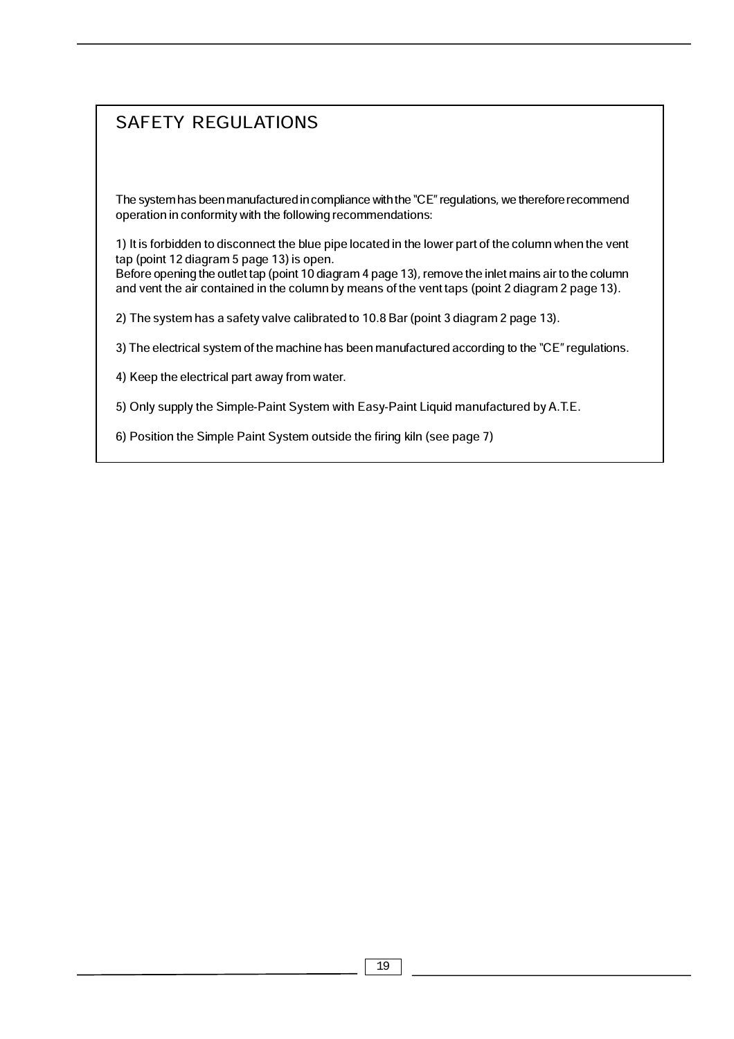# SAFETY REGULATIONS

The system has been manufactured in compliance with the "CE" regulations, we therefore recommend operation in conformity with the following recommendations:

1) It is forbidden to disconnect the blue pipe located in the lower part of the column when the vent tap (point 12 diagram 5 page 13) is open.
Before opening the outlet tap (point 10 diagram 4 page 13), remove the inlet mains air to the column and vent the air contained in the column by means of the vent taps (point 2 diagram 2 page 13).

2) The system has a safety valve calibrated to 10.8 Bar (point 3 diagram 2 page 13).

3) The electrical system of the machine has been manufactured according to the "CE" regulations.

4) Keep the electrical part away from water.

5) Only supply the Simple-Paint System with Easy-Paint Liquid manufactured by A.T.E.

6) Position the Simple Paint System outside the firing kiln (see page 7)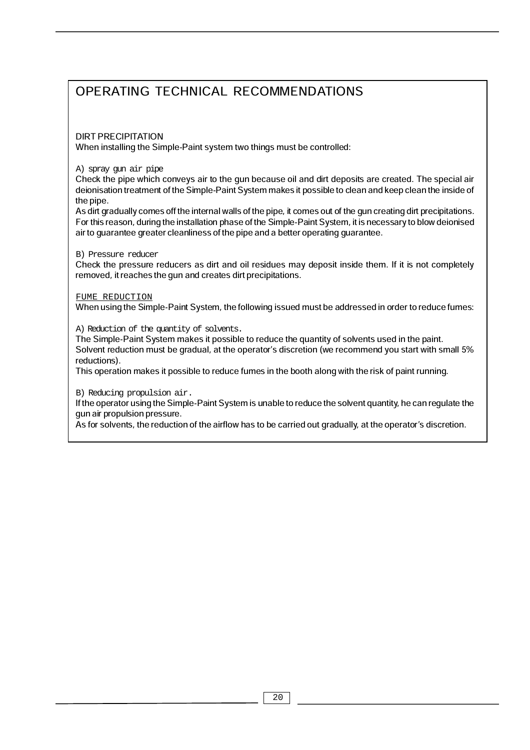# OPERATING TECHNICAL RECOMMENDATIONS

## DIRT PRECIPITATION

When installing the Simple-Paint system two things must be controlled:

A) spray gun air pipe

Check the pipe which conveys air to the gun because oil and dirt deposits are created. The special air deionisation treatment of the Simple-Paint System makes it possible to clean and keep clean the inside of the pipe.

As dirt gradually comes off the internal walls of the pipe, it comes out of the gun creating dirt precipitations. For this reason, during the installation phase of the Simple-Paint System, it is necessary to blow deionised air to guarantee greater cleanliness of the pipe and a better operating guarantee.

B) Pressure reducer

Check the pressure reducers as dirt and oil residues may deposit inside them. If it is not completely removed, it reaches the gun and creates dirt precipitations.

## FUME REDUCTION

When using the Simple-Paint System, the following issued must be addressed in order to reduce fumes:

A) Reduction of the quantity of solvents.

The Simple-Paint System makes it possible to reduce the quantity of solvents used in the paint.
Solvent reduction must be gradual, at the operator's discretion (we recommend you start with small 5% reductions).
This operation makes it possible to reduce fumes in the booth along with the risk of paint running.

B) Reducing propulsion air.

If the operator using the Simple-Paint System is unable to reduce the solvent quantity, he can regulate the gun air propulsion pressure.
As for solvents, the reduction of the airflow has to be carried out gradually, at the operator's discretion.